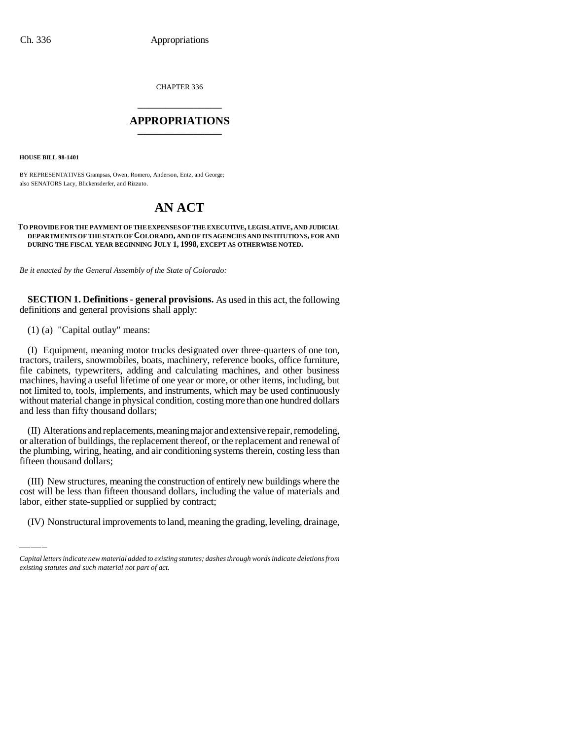CHAPTER 336

# APPROPRIATIONS

**HOUSE BILL 98-1401**

BY REPRESENTATIVES Grampsas, Owen, Romero, Anderson, Entz, and George;
also SENATORS Lacy, Blickensderfer, and Rizzuto.

# AN ACT

**TO PROVIDE FOR THE PAYMENT OF THE EXPENSES OF THE EXECUTIVE, LEGISLATIVE, AND JUDICIAL DEPARTMENTS OF THE STATE OF COLORADO, AND OF ITS AGENCIES AND INSTITUTIONS, FOR AND DURING THE FISCAL YEAR BEGINNING JULY 1, 1998, EXCEPT AS OTHERWISE NOTED.**

*Be it enacted by the General Assembly of the State of Colorado:*

**SECTION 1. Definitions - general provisions.** As used in this act, the following definitions and general provisions shall apply:

(1) (a) "Capital outlay" means:

(I) Equipment, meaning motor trucks designated over three-quarters of one ton, tractors, trailers, snowmobiles, boats, machinery, reference books, office furniture, file cabinets, typewriters, adding and calculating machines, and other business machines, having a useful lifetime of one year or more, or other items, including, but not limited to, tools, implements, and instruments, which may be used continuously without material change in physical condition, costing more than one hundred dollars and less than fifty thousand dollars;

(II) Alterations and replacements, meaning major and extensive repair, remodeling, or alteration of buildings, the replacement thereof, or the replacement and renewal of the plumbing, wiring, heating, and air conditioning systems therein, costing less than fifteen thousand dollars;

(III) New structures, meaning the construction of entirely new buildings where the cost will be less than fifteen thousand dollars, including the value of materials and labor, either state-supplied or supplied by contract;

(IV) Nonstructural improvements to land, meaning the grading, leveling, drainage,

*Capital letters indicate new material added to existing statutes; dashes through words indicate deletions from existing statutes and such material not part of act.*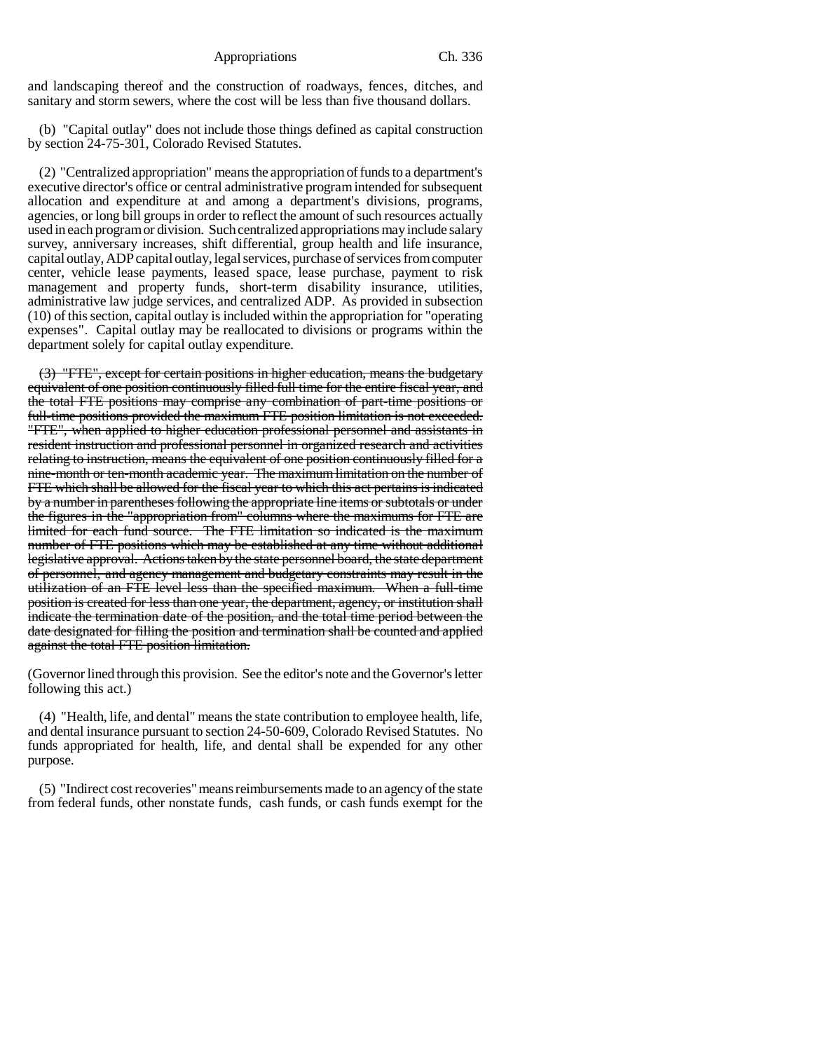and landscaping thereof and the construction of roadways, fences, ditches, and sanitary and storm sewers, where the cost will be less than five thousand dollars.

(b) "Capital outlay" does not include those things defined as capital construction by section 24-75-301, Colorado Revised Statutes.

(2) "Centralized appropriation" means the appropriation of funds to a department's executive director's office or central administrative program intended for subsequent allocation and expenditure at and among a department's divisions, programs, agencies, or long bill groups in order to reflect the amount of such resources actually used in each program or division. Such centralized appropriations may include salary survey, anniversary increases, shift differential, group health and life insurance, capital outlay, ADP capital outlay, legal services, purchase of services from computer center, vehicle lease payments, leased space, lease purchase, payment to risk management and property funds, short-term disability insurance, utilities, administrative law judge services, and centralized ADP. As provided in subsection (10) of this section, capital outlay is included within the appropriation for "operating expenses". Capital outlay may be reallocated to divisions or programs within the department solely for capital outlay expenditure.

~~(3) "FTE", except for certain positions in higher education, means the budgetary equivalent of one position continuously filled full time for the entire fiscal year, and the total FTE positions may comprise any combination of part-time positions or full-time positions provided the maximum FTE position limitation is not exceeded. "FTE", when applied to higher education professional personnel and assistants in resident instruction and professional personnel in organized research and activities relating to instruction, means the equivalent of one position continuously filled for a nine-month or ten-month academic year. The maximum limitation on the number of FTE which shall be allowed for the fiscal year to which this act pertains is indicated by a number in parentheses following the appropriate line items or subtotals or under the figures in the "appropriation from" columns where the maximums for FTE are limited for each fund source. The FTE limitation so indicated is the maximum number of FTE positions which may be established at any time without additional legislative approval. Actions taken by the state personnel board, the state department of personnel, and agency management and budgetary constraints may result in the utilization of an FTE level less than the specified maximum. When a full-time position is created for less than one year, the department, agency, or institution shall indicate the termination date of the position, and the total time period between the date designated for filling the position and termination shall be counted and applied against the total FTE position limitation.~~

(Governor lined through this provision. See the editor's note and the Governor's letter following this act.)

(4) "Health, life, and dental" means the state contribution to employee health, life, and dental insurance pursuant to section 24-50-609, Colorado Revised Statutes. No funds appropriated for health, life, and dental shall be expended for any other purpose.

(5) "Indirect cost recoveries" means reimbursements made to an agency of the state from federal funds, other nonstate funds, cash funds, or cash funds exempt for the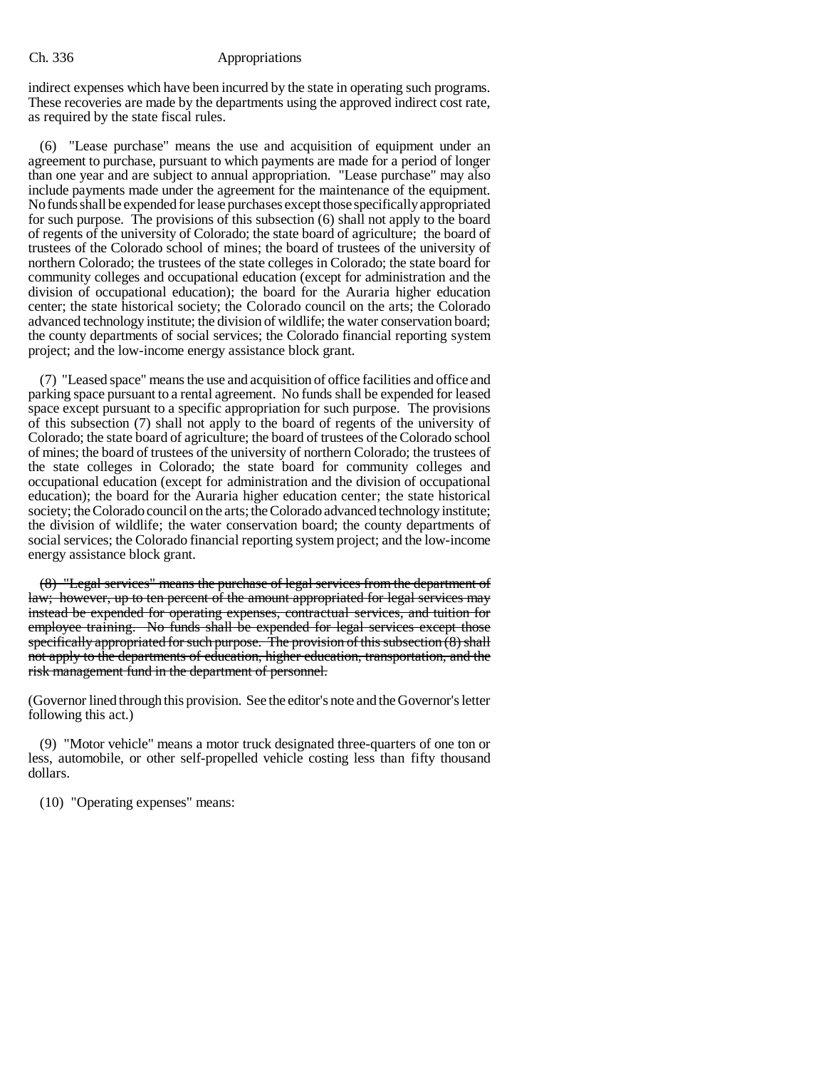indirect expenses which have been incurred by the state in operating such programs. These recoveries are made by the departments using the approved indirect cost rate, as required by the state fiscal rules.

(6) "Lease purchase" means the use and acquisition of equipment under an agreement to purchase, pursuant to which payments are made for a period of longer than one year and are subject to annual appropriation. "Lease purchase" may also include payments made under the agreement for the maintenance of the equipment. No funds shall be expended for lease purchases except those specifically appropriated for such purpose. The provisions of this subsection (6) shall not apply to the board of regents of the university of Colorado; the state board of agriculture; the board of trustees of the Colorado school of mines; the board of trustees of the university of northern Colorado; the trustees of the state colleges in Colorado; the state board for community colleges and occupational education (except for administration and the division of occupational education); the board for the Auraria higher education center; the state historical society; the Colorado council on the arts; the Colorado advanced technology institute; the division of wildlife; the water conservation board; the county departments of social services; the Colorado financial reporting system project; and the low-income energy assistance block grant.

(7) "Leased space" means the use and acquisition of office facilities and office and parking space pursuant to a rental agreement. No funds shall be expended for leased space except pursuant to a specific appropriation for such purpose. The provisions of this subsection (7) shall not apply to the board of regents of the university of Colorado; the state board of agriculture; the board of trustees of the Colorado school of mines; the board of trustees of the university of northern Colorado; the trustees of the state colleges in Colorado; the state board for community colleges and occupational education (except for administration and the division of occupational education); the board for the Auraria higher education center; the state historical society; the Colorado council on the arts; the Colorado advanced technology institute; the division of wildlife; the water conservation board; the county departments of social services; the Colorado financial reporting system project; and the low-income energy assistance block grant.

~~(8) "Legal services" means the purchase of legal services from the department of law; however, up to ten percent of the amount appropriated for legal services may instead be expended for operating expenses, contractual services, and tuition for employee training. No funds shall be expended for legal services except those specifically appropriated for such purpose. The provision of this subsection (8) shall not apply to the departments of education, higher education, transportation, and the risk management fund in the department of personnel.~~

(Governor lined through this provision. See the editor's note and the Governor's letter following this act.)

(9) "Motor vehicle" means a motor truck designated three-quarters of one ton or less, automobile, or other self-propelled vehicle costing less than fifty thousand dollars.

(10) "Operating expenses" means: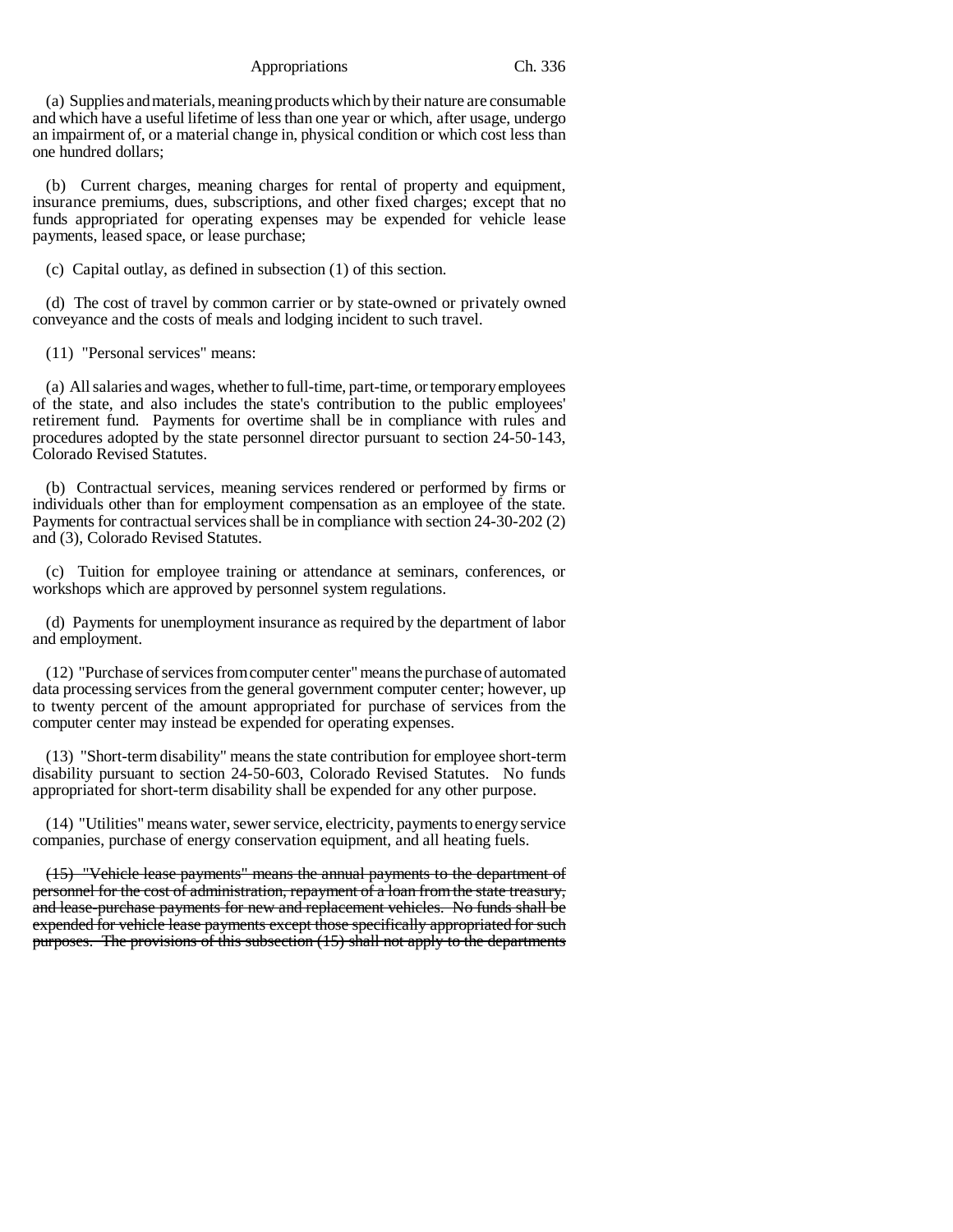(a) Supplies and materials, meaning products which by their nature are consumable and which have a useful lifetime of less than one year or which, after usage, undergo an impairment of, or a material change in, physical condition or which cost less than one hundred dollars;

(b) Current charges, meaning charges for rental of property and equipment, insurance premiums, dues, subscriptions, and other fixed charges; except that no funds appropriated for operating expenses may be expended for vehicle lease payments, leased space, or lease purchase;

(c) Capital outlay, as defined in subsection (1) of this section.

(d) The cost of travel by common carrier or by state-owned or privately owned conveyance and the costs of meals and lodging incident to such travel.

(11) "Personal services" means:

(a) All salaries and wages, whether to full-time, part-time, or temporary employees of the state, and also includes the state's contribution to the public employees' retirement fund. Payments for overtime shall be in compliance with rules and procedures adopted by the state personnel director pursuant to section 24-50-143, Colorado Revised Statutes.

(b) Contractual services, meaning services rendered or performed by firms or individuals other than for employment compensation as an employee of the state. Payments for contractual services shall be in compliance with section 24-30-202 (2) and (3), Colorado Revised Statutes.

(c) Tuition for employee training or attendance at seminars, conferences, or workshops which are approved by personnel system regulations.

(d) Payments for unemployment insurance as required by the department of labor and employment.

(12) "Purchase of services from computer center" means the purchase of automated data processing services from the general government computer center; however, up to twenty percent of the amount appropriated for purchase of services from the computer center may instead be expended for operating expenses.

(13) "Short-term disability" means the state contribution for employee short-term disability pursuant to section 24-50-603, Colorado Revised Statutes. No funds appropriated for short-term disability shall be expended for any other purpose.

(14) "Utilities" means water, sewer service, electricity, payments to energy service companies, purchase of energy conservation equipment, and all heating fuels.

~~(15) "Vehicle lease payments" means the annual payments to the department of personnel for the cost of administration, repayment of a loan from the state treasury, and lease-purchase payments for new and replacement vehicles. No funds shall be expended for vehicle lease payments except those specifically appropriated for such purposes. The provisions of this subsection (15) shall not apply to the departments~~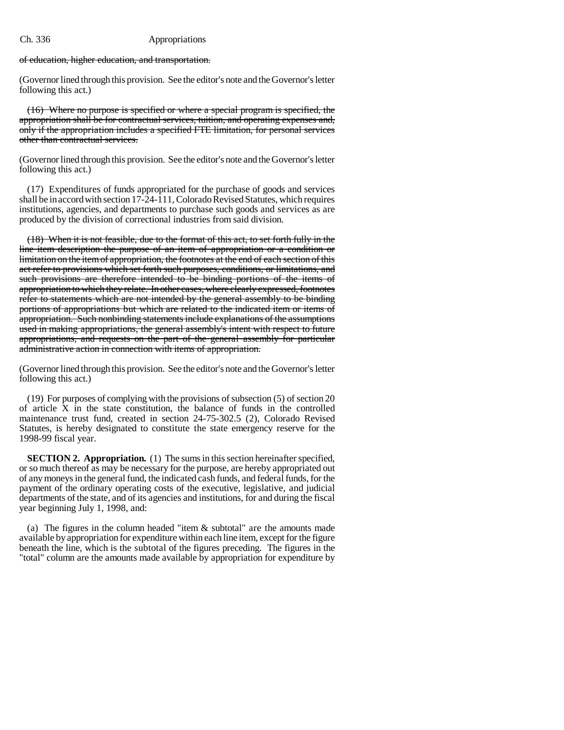~~of education, higher education, and transportation.~~

(Governor lined through this provision. See the editor's note and the Governor's letter following this act.)

~~(16) Where no purpose is specified or where a special program is specified, the appropriation shall be for contractual services, tuition, and operating expenses and, only if the appropriation includes a specified FTE limitation, for personal services other than contractual services.~~

(Governor lined through this provision. See the editor's note and the Governor's letter following this act.)

(17) Expenditures of funds appropriated for the purchase of goods and services shall be in accord with section 17-24-111, Colorado Revised Statutes, which requires institutions, agencies, and departments to purchase such goods and services as are produced by the division of correctional industries from said division.

~~(18) When it is not feasible, due to the format of this act, to set forth fully in the line item description the purpose of an item of appropriation or a condition or limitation on the item of appropriation, the footnotes at the end of each section of this act refer to provisions which set forth such purposes, conditions, or limitations, and such provisions are therefore intended to be binding portions of the items of appropriation to which they relate. In other cases, where clearly expressed, footnotes refer to statements which are not intended by the general assembly to be binding portions of appropriations but which are related to the indicated item or items of appropriation. Such nonbinding statements include explanations of the assumptions used in making appropriations, the general assembly's intent with respect to future appropriations, and requests on the part of the general assembly for particular administrative action in connection with items of appropriation.~~

(Governor lined through this provision. See the editor's note and the Governor's letter following this act.)

(19) For purposes of complying with the provisions of subsection (5) of section 20 of article X in the state constitution, the balance of funds in the controlled maintenance trust fund, created in section 24-75-302.5 (2), Colorado Revised Statutes, is hereby designated to constitute the state emergency reserve for the 1998-99 fiscal year.

**SECTION 2. Appropriation.** (1) The sums in this section hereinafter specified, or so much thereof as may be necessary for the purpose, are hereby appropriated out of any moneys in the general fund, the indicated cash funds, and federal funds, for the payment of the ordinary operating costs of the executive, legislative, and judicial departments of the state, and of its agencies and institutions, for and during the fiscal year beginning July 1, 1998, and:

(a) The figures in the column headed "item & subtotal" are the amounts made available by appropriation for expenditure within each line item, except for the figure beneath the line, which is the subtotal of the figures preceding. The figures in the "total" column are the amounts made available by appropriation for expenditure by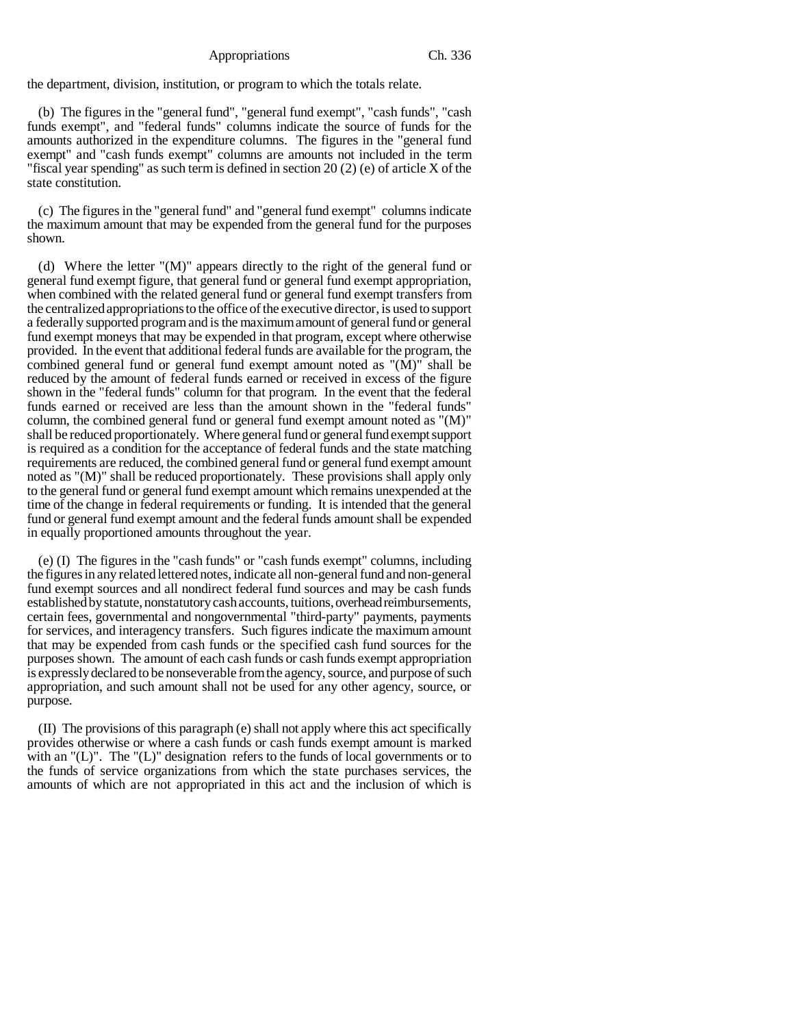the department, division, institution, or program to which the totals relate.

(b) The figures in the "general fund", "general fund exempt", "cash funds", "cash funds exempt", and "federal funds" columns indicate the source of funds for the amounts authorized in the expenditure columns. The figures in the "general fund exempt" and "cash funds exempt" columns are amounts not included in the term "fiscal year spending" as such term is defined in section 20 (2) (e) of article X of the state constitution.

(c) The figures in the "general fund" and "general fund exempt" columns indicate the maximum amount that may be expended from the general fund for the purposes shown.

(d) Where the letter "(M)" appears directly to the right of the general fund or general fund exempt figure, that general fund or general fund exempt appropriation, when combined with the related general fund or general fund exempt transfers from the centralized appropriations to the office of the executive director, is used to support a federally supported program and is the maximum amount of general fund or general fund exempt moneys that may be expended in that program, except where otherwise provided. In the event that additional federal funds are available for the program, the combined general fund or general fund exempt amount noted as "(M)" shall be reduced by the amount of federal funds earned or received in excess of the figure shown in the "federal funds" column for that program. In the event that the federal funds earned or received are less than the amount shown in the "federal funds" column, the combined general fund or general fund exempt amount noted as "(M)" shall be reduced proportionately. Where general fund or general fund exempt support is required as a condition for the acceptance of federal funds and the state matching requirements are reduced, the combined general fund or general fund exempt amount noted as "(M)" shall be reduced proportionately. These provisions shall apply only to the general fund or general fund exempt amount which remains unexpended at the time of the change in federal requirements or funding. It is intended that the general fund or general fund exempt amount and the federal funds amount shall be expended in equally proportioned amounts throughout the year.

(e) (I) The figures in the "cash funds" or "cash funds exempt" columns, including the figures in any related lettered notes, indicate all non-general fund and non-general fund exempt sources and all nondirect federal fund sources and may be cash funds established by statute, nonstatutory cash accounts, tuitions, overhead reimbursements, certain fees, governmental and nongovernmental "third-party" payments, payments for services, and interagency transfers. Such figures indicate the maximum amount that may be expended from cash funds or the specified cash fund sources for the purposes shown. The amount of each cash funds or cash funds exempt appropriation is expressly declared to be nonseverable from the agency, source, and purpose of such appropriation, and such amount shall not be used for any other agency, source, or purpose.

(II) The provisions of this paragraph (e) shall not apply where this act specifically provides otherwise or where a cash funds or cash funds exempt amount is marked with an "(L)". The "(L)" designation refers to the funds of local governments or to the funds of service organizations from which the state purchases services, the amounts of which are not appropriated in this act and the inclusion of which is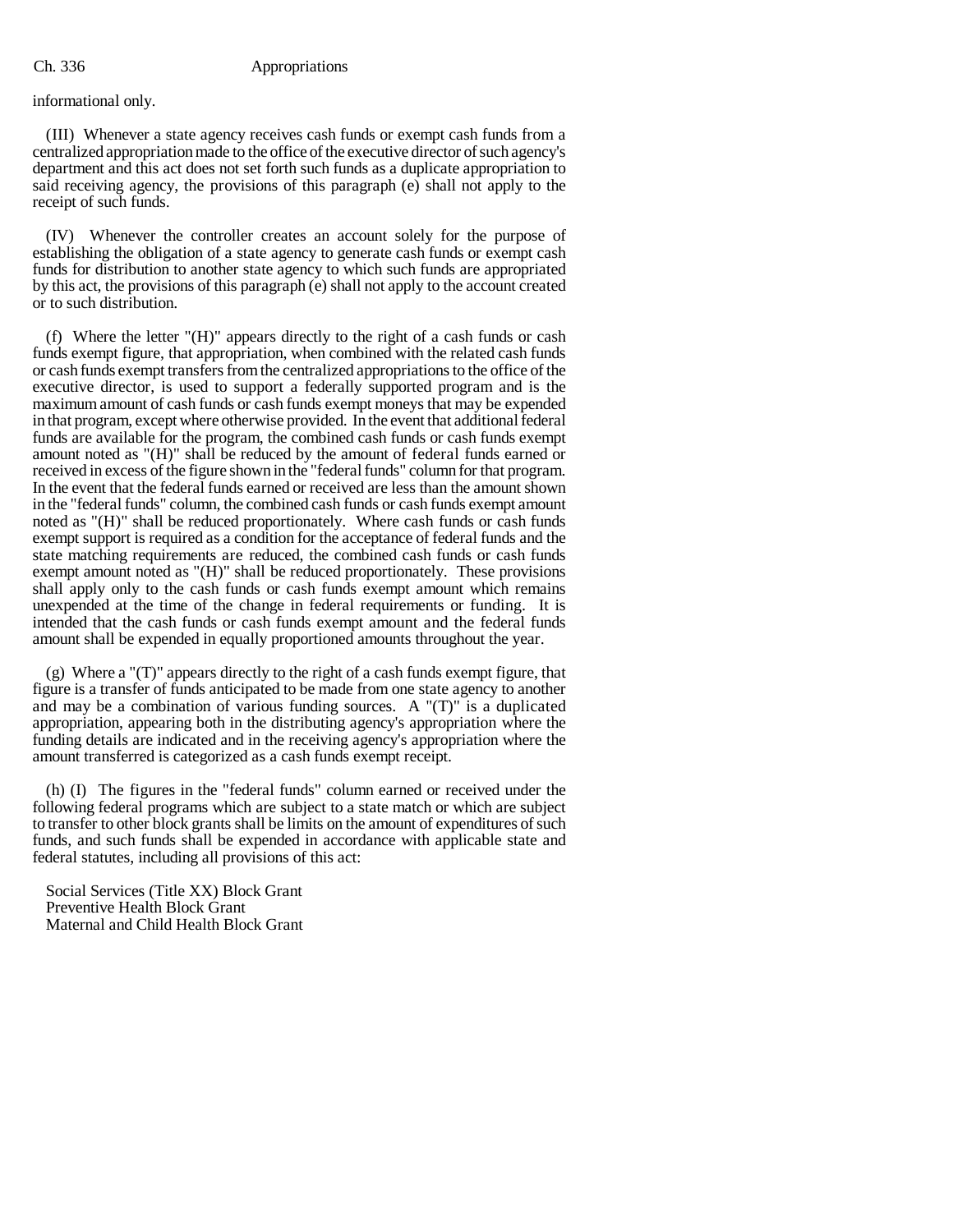informational only.

(III) Whenever a state agency receives cash funds or exempt cash funds from a centralized appropriation made to the office of the executive director of such agency's department and this act does not set forth such funds as a duplicate appropriation to said receiving agency, the provisions of this paragraph (e) shall not apply to the receipt of such funds.

(IV) Whenever the controller creates an account solely for the purpose of establishing the obligation of a state agency to generate cash funds or exempt cash funds for distribution to another state agency to which such funds are appropriated by this act, the provisions of this paragraph (e) shall not apply to the account created or to such distribution.

(f) Where the letter "(H)" appears directly to the right of a cash funds or cash funds exempt figure, that appropriation, when combined with the related cash funds or cash funds exempt transfers from the centralized appropriations to the office of the executive director, is used to support a federally supported program and is the maximum amount of cash funds or cash funds exempt moneys that may be expended in that program, except where otherwise provided. In the event that additional federal funds are available for the program, the combined cash funds or cash funds exempt amount noted as "(H)" shall be reduced by the amount of federal funds earned or received in excess of the figure shown in the "federal funds" column for that program. In the event that the federal funds earned or received are less than the amount shown in the "federal funds" column, the combined cash funds or cash funds exempt amount noted as "(H)" shall be reduced proportionately. Where cash funds or cash funds exempt support is required as a condition for the acceptance of federal funds and the state matching requirements are reduced, the combined cash funds or cash funds exempt amount noted as "(H)" shall be reduced proportionately. These provisions shall apply only to the cash funds or cash funds exempt amount which remains unexpended at the time of the change in federal requirements or funding. It is intended that the cash funds or cash funds exempt amount and the federal funds amount shall be expended in equally proportioned amounts throughout the year.

(g) Where a "(T)" appears directly to the right of a cash funds exempt figure, that figure is a transfer of funds anticipated to be made from one state agency to another and may be a combination of various funding sources. A "(T)" is a duplicated appropriation, appearing both in the distributing agency's appropriation where the funding details are indicated and in the receiving agency's appropriation where the amount transferred is categorized as a cash funds exempt receipt.

(h) (I) The figures in the "federal funds" column earned or received under the following federal programs which are subject to a state match or which are subject to transfer to other block grants shall be limits on the amount of expenditures of such funds, and such funds shall be expended in accordance with applicable state and federal statutes, including all provisions of this act:

Social Services (Title XX) Block Grant
Preventive Health Block Grant
Maternal and Child Health Block Grant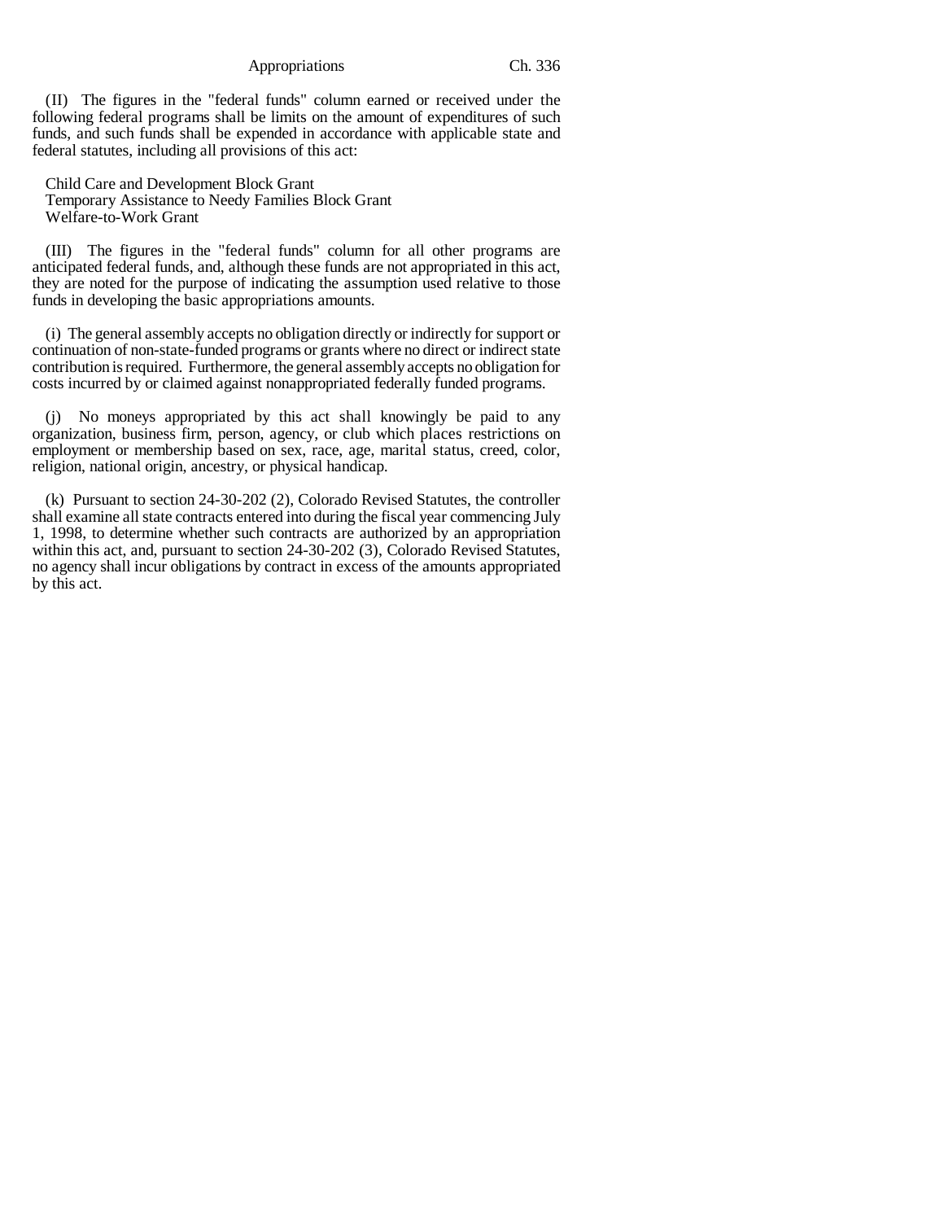(II) The figures in the "federal funds" column earned or received under the following federal programs shall be limits on the amount of expenditures of such funds, and such funds shall be expended in accordance with applicable state and federal statutes, including all provisions of this act:

Child Care and Development Block Grant
Temporary Assistance to Needy Families Block Grant
Welfare-to-Work Grant

(III) The figures in the "federal funds" column for all other programs are anticipated federal funds, and, although these funds are not appropriated in this act, they are noted for the purpose of indicating the assumption used relative to those funds in developing the basic appropriations amounts.

(i) The general assembly accepts no obligation directly or indirectly for support or continuation of non-state-funded programs or grants where no direct or indirect state contribution is required. Furthermore, the general assembly accepts no obligation for costs incurred by or claimed against nonappropriated federally funded programs.

(j) No moneys appropriated by this act shall knowingly be paid to any organization, business firm, person, agency, or club which places restrictions on employment or membership based on sex, race, age, marital status, creed, color, religion, national origin, ancestry, or physical handicap.

(k) Pursuant to section 24-30-202 (2), Colorado Revised Statutes, the controller shall examine all state contracts entered into during the fiscal year commencing July 1, 1998, to determine whether such contracts are authorized by an appropriation within this act, and, pursuant to section 24-30-202 (3), Colorado Revised Statutes, no agency shall incur obligations by contract in excess of the amounts appropriated by this act.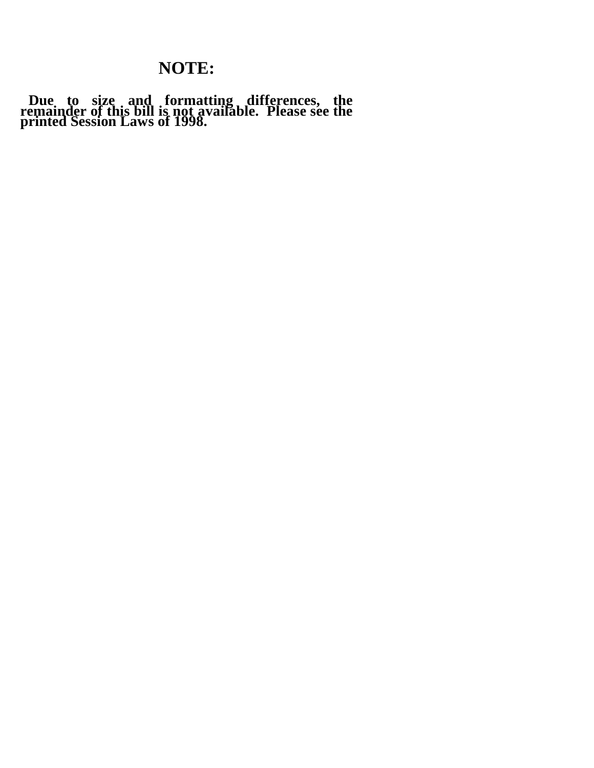**NOTE:**

**Due to size and formatting differences, the remainder of this bill is not available. Please see the printed Session Laws of 1998.**